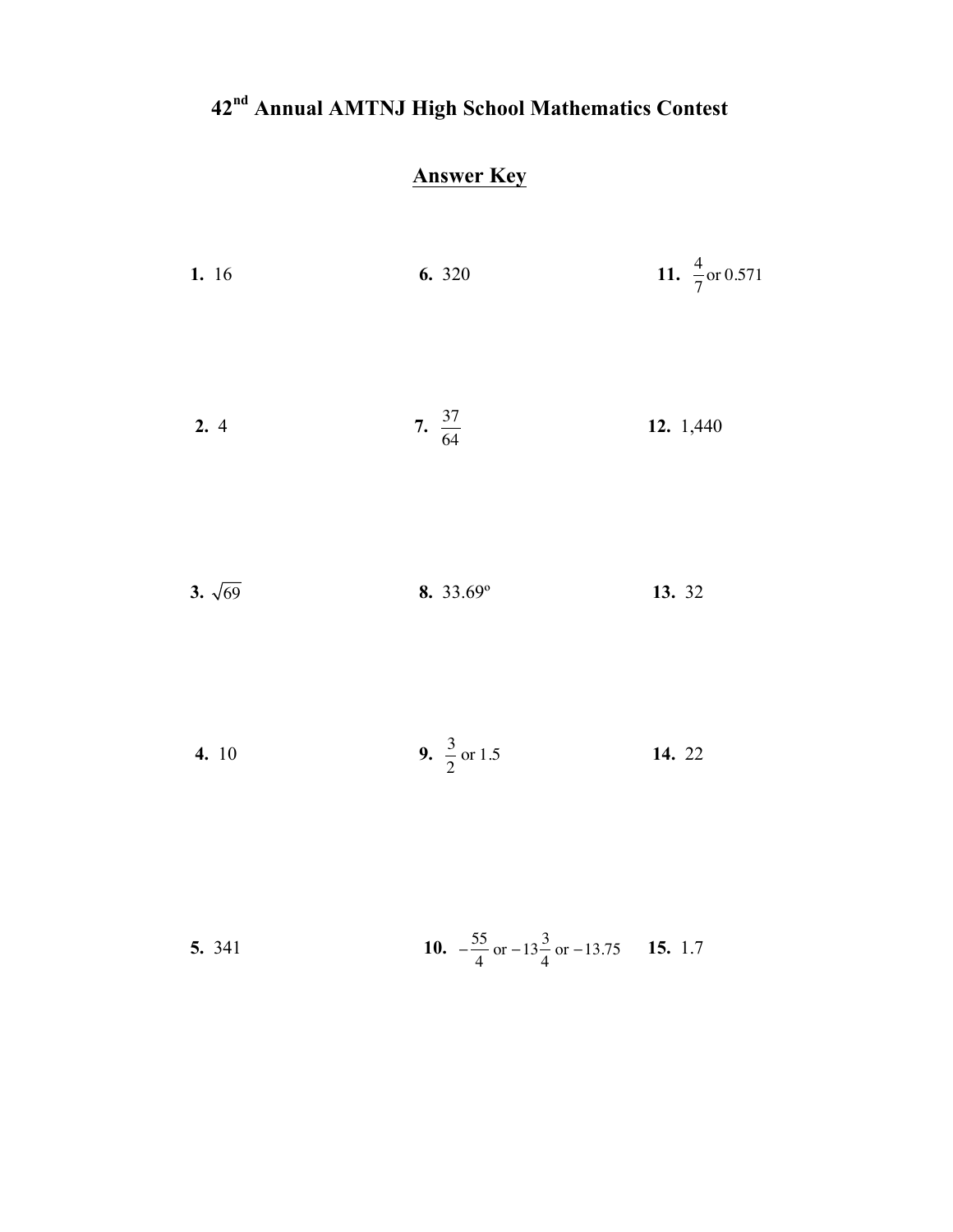# 42nd Annual AMTNJ High School Mathematics Contest

## Answer Key

**1.** 16

**2.** 4

**3.** $\sqrt{69}$

**4.** 10

**5.** 341

**6.** 320

**7.** $\frac{37}{64}$

**8.** 33.69°

**9.** $\frac{3}{2}$ or 1.5

**10.** $-\frac{55}{4}$ or $-13\frac{3}{4}$ or $-13.75$

**11.** $\frac{4}{7}$ or 0.571

**12.** 1,440

**13.** 32

**14.** 22

**15.** 1.7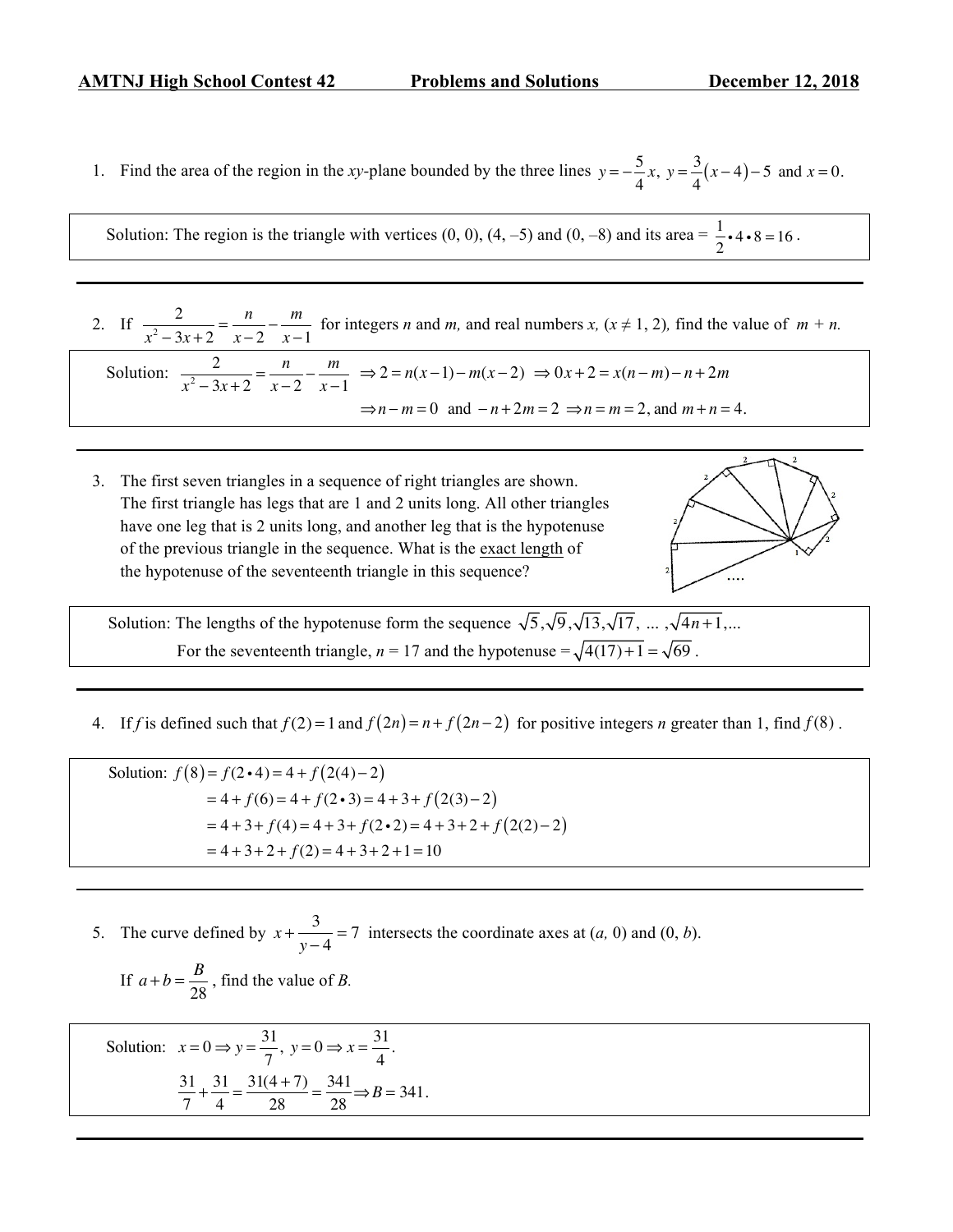**AMTNJ High School Contest 42** **Problems and Solutions** **December 12, 2018**

1. Find the area of the region in the *xy*-plane bounded by the three lines $y = -\frac{5}{4}x,\ y = \frac{3}{4}(x-4) - 5$ and $x = 0$.

> Solution: The region is the triangle with vertices (0, 0), (4, –5) and (0, –8) and its area = $\frac{1}{2} \bullet 4 \bullet 8 = 16$.

---

2. If $\frac{2}{x^2 - 3x + 2} = \frac{n}{x-2} - \frac{m}{x-1}$ for integers *n* and *m*, and real numbers *x*, ($x \neq 1, 2$), find the value of $m + n$.

> Solution: $\frac{2}{x^2 - 3x + 2} = \frac{n}{x-2} - \frac{m}{x-1} \Rightarrow 2 = n(x-1) - m(x-2) \Rightarrow 0x + 2 = x(n-m) - n + 2m$
>
> $\Rightarrow n - m = 0$ and $-n + 2m = 2 \Rightarrow n = m = 2$, and $m + n = 4$.

---

3. The first seven triangles in a sequence of right triangles are shown. The first triangle has legs that are 1 and 2 units long. All other triangles have one leg that is 2 units long, and another leg that is the hypotenuse of the previous triangle in the sequence. What is the exact length of the hypotenuse of the seventeenth triangle in this sequence?

> Solution: The lengths of the hypotenuse form the sequence $\sqrt{5}, \sqrt{9}, \sqrt{13}, \sqrt{17},\ \ldots\ , \sqrt{4n+1}, \ldots$
>
> For the seventeenth triangle, $n = 17$ and the hypotenuse = $\sqrt{4(17)+1} = \sqrt{69}$.

---

4. If *f* is defined such that $f(2) = 1$ and $f(2n) = n + f(2n-2)$ for positive integers *n* greater than 1, find $f(8)$.

> Solution: $f(8) = f(2 \bullet 4) = 4 + f(2(4) - 2)$
>
> $= 4 + f(6) = 4 + f(2 \bullet 3) = 4 + 3 + f(2(3) - 2)$
>
> $= 4 + 3 + f(4) = 4 + 3 + f(2 \bullet 2) = 4 + 3 + 2 + f(2(2) - 2)$
>
> $= 4 + 3 + 2 + f(2) = 4 + 3 + 2 + 1 = 10$

---

5. The curve defined by $x + \frac{3}{y-4} = 7$ intersects the coordinate axes at (*a*, 0) and (0, *b*).

   If $a + b = \frac{B}{28}$, find the value of *B*.

> Solution: $x = 0 \Rightarrow y = \frac{31}{7},\ y = 0 \Rightarrow x = \frac{31}{4}$.
>
> $\frac{31}{7} + \frac{31}{4} = \frac{31(4+7)}{28} = \frac{341}{28} \Rightarrow B = 341$.

---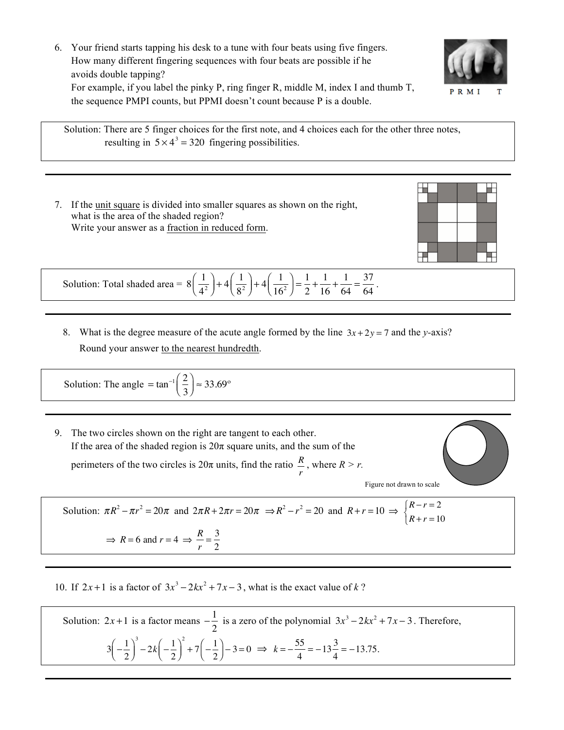6. Your friend starts tapping his desk to a tune with four beats using five fingers. How many different fingering sequences with four beats are possible if he avoids double tapping?
   For example, if you label the pinky P, ring finger R, middle M, index I and thumb T, the sequence PMPI counts, but PPMI doesn't count because P is a double.

P R M I T

Solution: There are 5 finger choices for the first note, and 4 choices each for the other three notes, resulting in $5 \times 4^3 = 320$ fingering possibilities.

---

7. If the unit square is divided into smaller squares as shown on the right, what is the area of the shaded region?
   Write your answer as a fraction in reduced form.

Solution: Total shaded area = $8\left(\frac{1}{4^2}\right) + 4\left(\frac{1}{8^2}\right) + 4\left(\frac{1}{16^2}\right) = \frac{1}{2} + \frac{1}{16} + \frac{1}{64} = \frac{37}{64}$.

---

8. What is the degree measure of the acute angle formed by the line $3x + 2y = 7$ and the $y$-axis?
   Round your answer to the nearest hundredth.

Solution: The angle $= \tan^{-1}\left(\frac{2}{3}\right) \approx 33.69^\circ$

---

9. The two circles shown on the right are tangent to each other.
   If the area of the shaded region is $20\pi$ square units, and the sum of the perimeters of the two circles is $20\pi$ units, find the ratio $\frac{R}{r}$, where $R > r$.

Figure not drawn to scale

Solution: $\pi R^2 - \pi r^2 = 20\pi$ and $2\pi R + 2\pi r = 20\pi \Rightarrow R^2 - r^2 = 20$ and $R + r = 10 \Rightarrow \begin{cases} R - r = 2 \\ R + r = 10 \end{cases}$

$\Rightarrow R = 6$ and $r = 4 \Rightarrow \frac{R}{r} = \frac{3}{2}$

---

10. If $2x + 1$ is a factor of $3x^3 - 2kx^2 + 7x - 3$, what is the exact value of $k$ ?

Solution: $2x + 1$ is a factor means $-\frac{1}{2}$ is a zero of the polynomial $3x^3 - 2kx^2 + 7x - 3$. Therefore,

$$3\left(-\frac{1}{2}\right)^3 - 2k\left(-\frac{1}{2}\right)^2 + 7\left(-\frac{1}{2}\right) - 3 = 0 \Rightarrow k = -\frac{55}{4} = -13\frac{3}{4} = -13.75.$$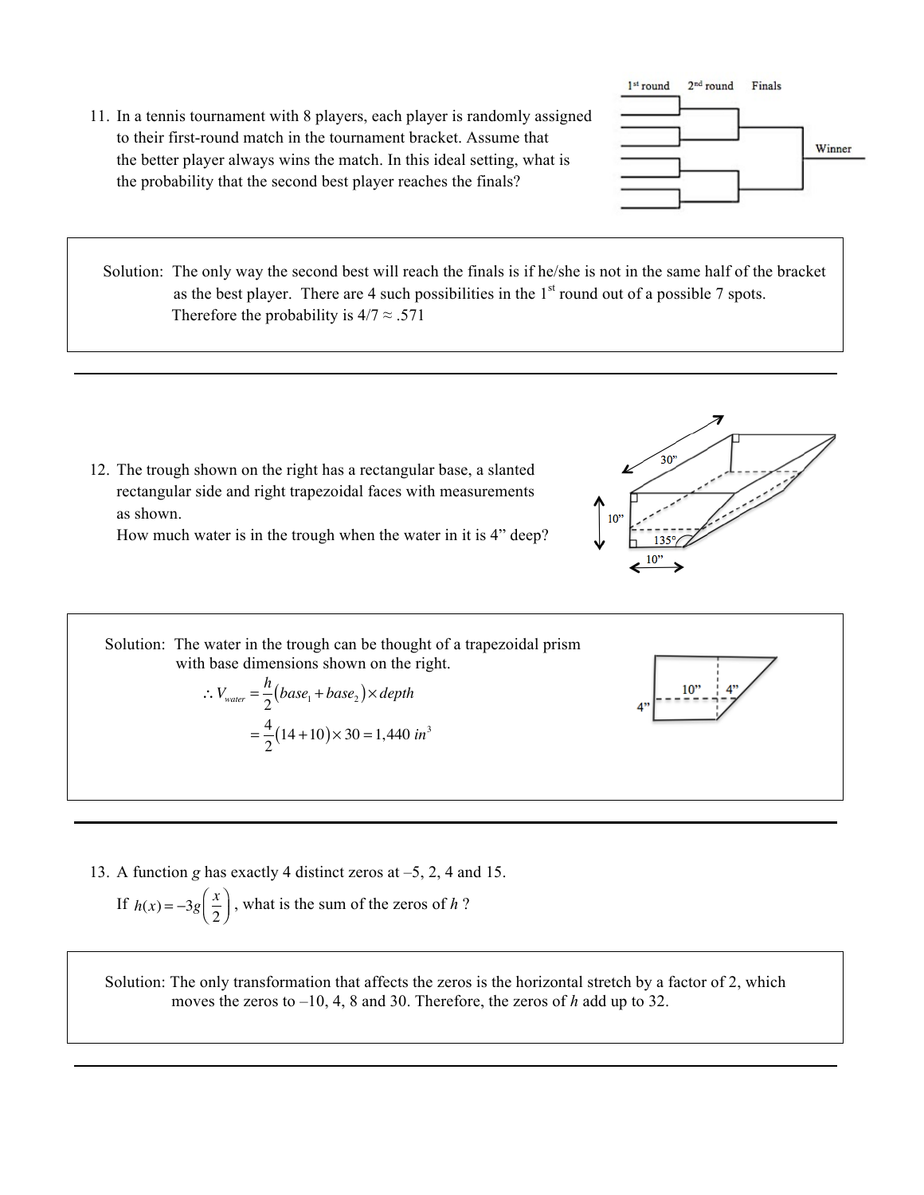11. In a tennis tournament with 8 players, each player is randomly assigned to their first-round match in the tournament bracket. Assume that the better player always wins the match. In this ideal setting, what is the probability that the second best player reaches the finals?

> Solution: The only way the second best will reach the finals is if he/she is not in the same half of the bracket as the best player. There are 4 such possibilities in the 1st round out of a possible 7 spots. Therefore the probability is $4/7 \approx .571$

---

12. The trough shown on the right has a rectangular base, a slanted rectangular side and right trapezoidal faces with measurements as shown.
   How much water is in the trough when the water in it is 4" deep?

> Solution: The water in the trough can be thought of a trapezoidal prism with base dimensions shown on the right.
>
> $$\therefore V_{water} = \frac{h}{2}(base_1 + base_2) \times depth$$
>
> $$= \frac{4}{2}(14 + 10) \times 30 = 1{,}440 \ in^3$$

---

13. A function $g$ has exactly 4 distinct zeros at –5, 2, 4 and 15.
   If $h(x) = -3g\left(\frac{x}{2}\right)$, what is the sum of the zeros of $h$ ?

> Solution: The only transformation that affects the zeros is the horizontal stretch by a factor of 2, which moves the zeros to –10, 4, 8 and 30. Therefore, the zeros of $h$ add up to 32.

---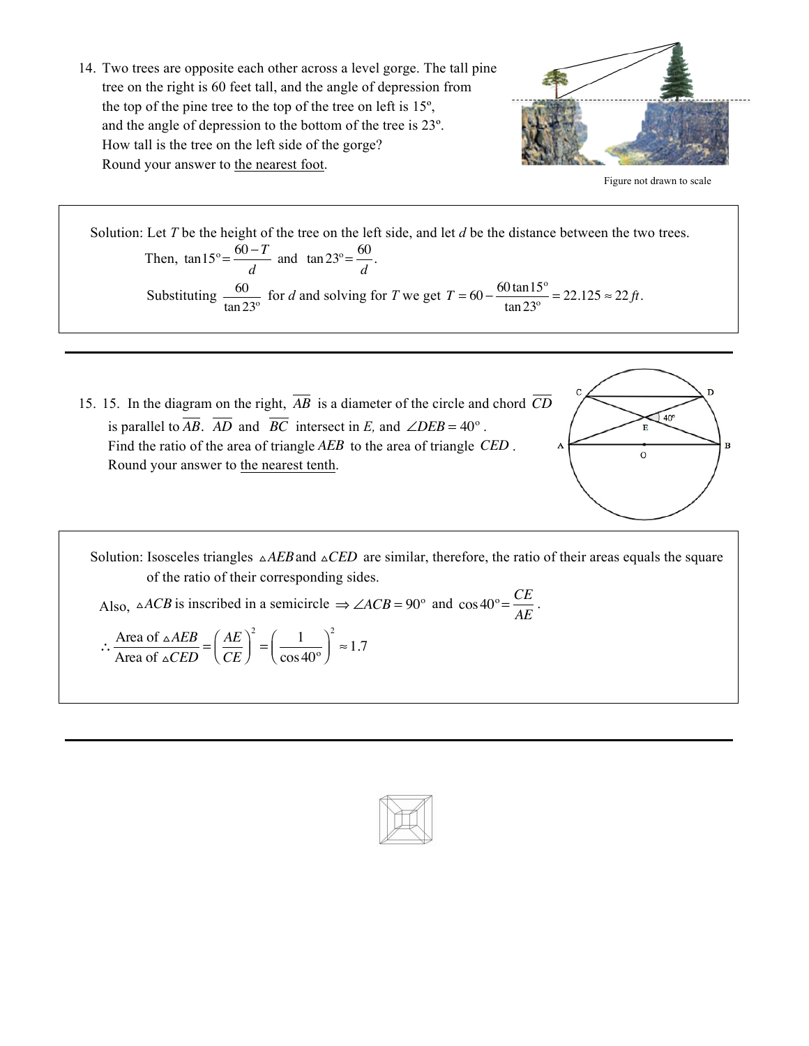14. Two trees are opposite each other across a level gorge. The tall pine tree on the right is 60 feet tall, and the angle of depression from the top of the pine tree to the top of the tree on left is 15º, and the angle of depression to the bottom of the tree is 23º. How tall is the tree on the left side of the gorge? Round your answer to the nearest foot.

Figure not drawn to scale

Solution: Let $T$ be the height of the tree on the left side, and let $d$ be the distance between the two trees.

Then, $\tan 15^\circ = \dfrac{60 - T}{d}$ and $\tan 23^\circ = \dfrac{60}{d}$.

Substituting $\dfrac{60}{\tan 23^\circ}$ for $d$ and solving for $T$ we get $T = 60 - \dfrac{60\tan 15^\circ}{\tan 23^\circ} = 22.125 \approx 22\,ft$.

---

15. 15. In the diagram on the right, $\overline{AB}$ is a diameter of the circle and chord $\overline{CD}$ is parallel to $\overline{AB}$. $\overline{AD}$ and $\overline{BC}$ intersect in $E$, and $\angle DEB = 40^\circ$. Find the ratio of the area of triangle $AEB$ to the area of triangle $CED$. Round your answer to the nearest tenth.

C D 40º E A B O

Solution: Isosceles triangles $\triangle AEB$ and $\triangle CED$ are similar, therefore, the ratio of their areas equals the square of the ratio of their corresponding sides.

Also, $\triangle ACB$ is inscribed in a semicircle $\Rightarrow \angle ACB = 90^\circ$ and $\cos 40^\circ = \dfrac{CE}{AE}$.

$$\therefore \frac{\text{Area of } \triangle AEB}{\text{Area of } \triangle CED} = \left(\frac{AE}{CE}\right)^2 = \left(\frac{1}{\cos 40^\circ}\right)^2 \approx 1.7$$

---